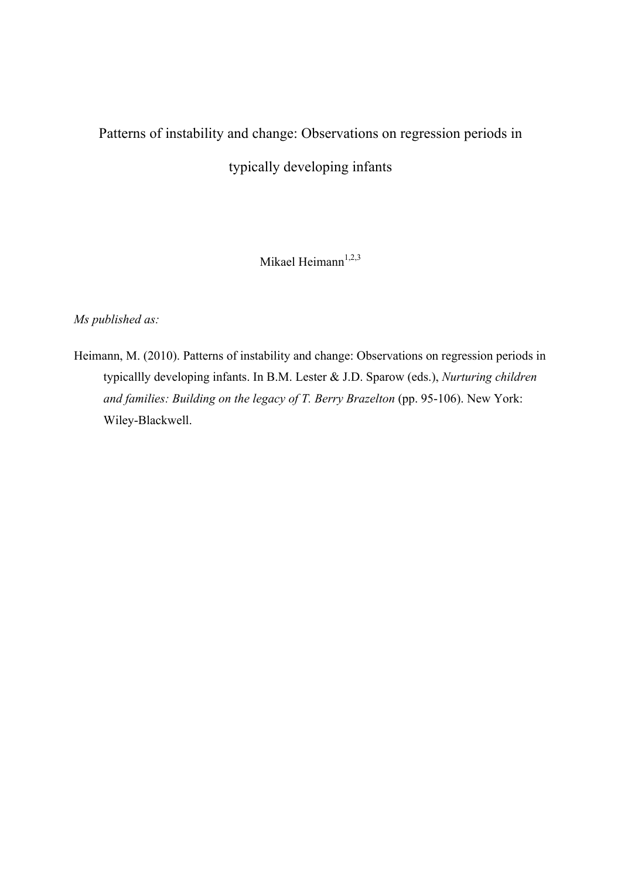# Patterns of instability and change: Observations on regression periods in typically developing infants

Mikael Heimann[1,2,3]

*Ms published as:*

Heimann, M. (2010). Patterns of instability and change: Observations on regression periods in typicallly developing infants. In B.M. Lester & J.D. Sparow (eds.), *Nurturing children and families: Building on the legacy of T. Berry Brazelton* (pp. 95-106). New York: Wiley-Blackwell.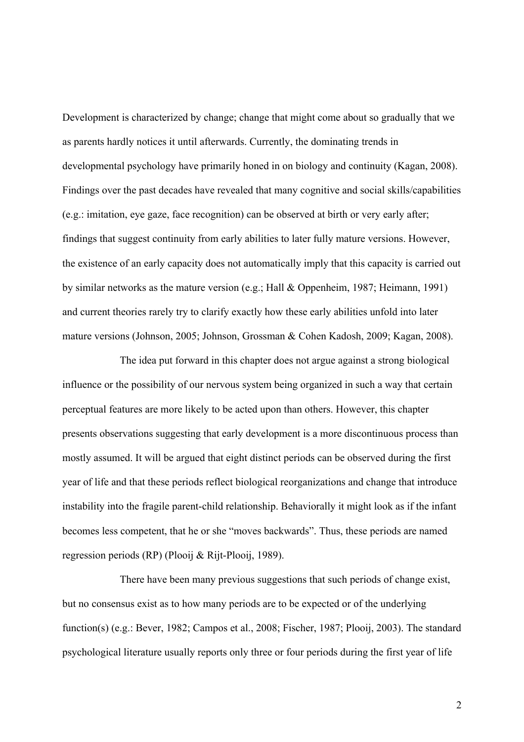Development is characterized by change; change that might come about so gradually that we as parents hardly notices it until afterwards. Currently, the dominating trends in developmental psychology have primarily honed in on biology and continuity (Kagan, 2008). Findings over the past decades have revealed that many cognitive and social skills/capabilities (e.g.: imitation, eye gaze, face recognition) can be observed at birth or very early after; findings that suggest continuity from early abilities to later fully mature versions. However, the existence of an early capacity does not automatically imply that this capacity is carried out by similar networks as the mature version (e.g.; Hall & Oppenheim, 1987; Heimann, 1991) and current theories rarely try to clarify exactly how these early abilities unfold into later mature versions (Johnson, 2005; Johnson, Grossman & Cohen Kadosh, 2009; Kagan, 2008).

The idea put forward in this chapter does not argue against a strong biological influence or the possibility of our nervous system being organized in such a way that certain perceptual features are more likely to be acted upon than others. However, this chapter presents observations suggesting that early development is a more discontinuous process than mostly assumed. It will be argued that eight distinct periods can be observed during the first year of life and that these periods reflect biological reorganizations and change that introduce instability into the fragile parent-child relationship. Behaviorally it might look as if the infant becomes less competent, that he or she "moves backwards". Thus, these periods are named regression periods (RP) (Plooij & Rijt-Plooij, 1989).

There have been many previous suggestions that such periods of change exist, but no consensus exist as to how many periods are to be expected or of the underlying function(s) (e.g.: Bever, 1982; Campos et al., 2008; Fischer, 1987; Plooij, 2003). The standard psychological literature usually reports only three or four periods during the first year of life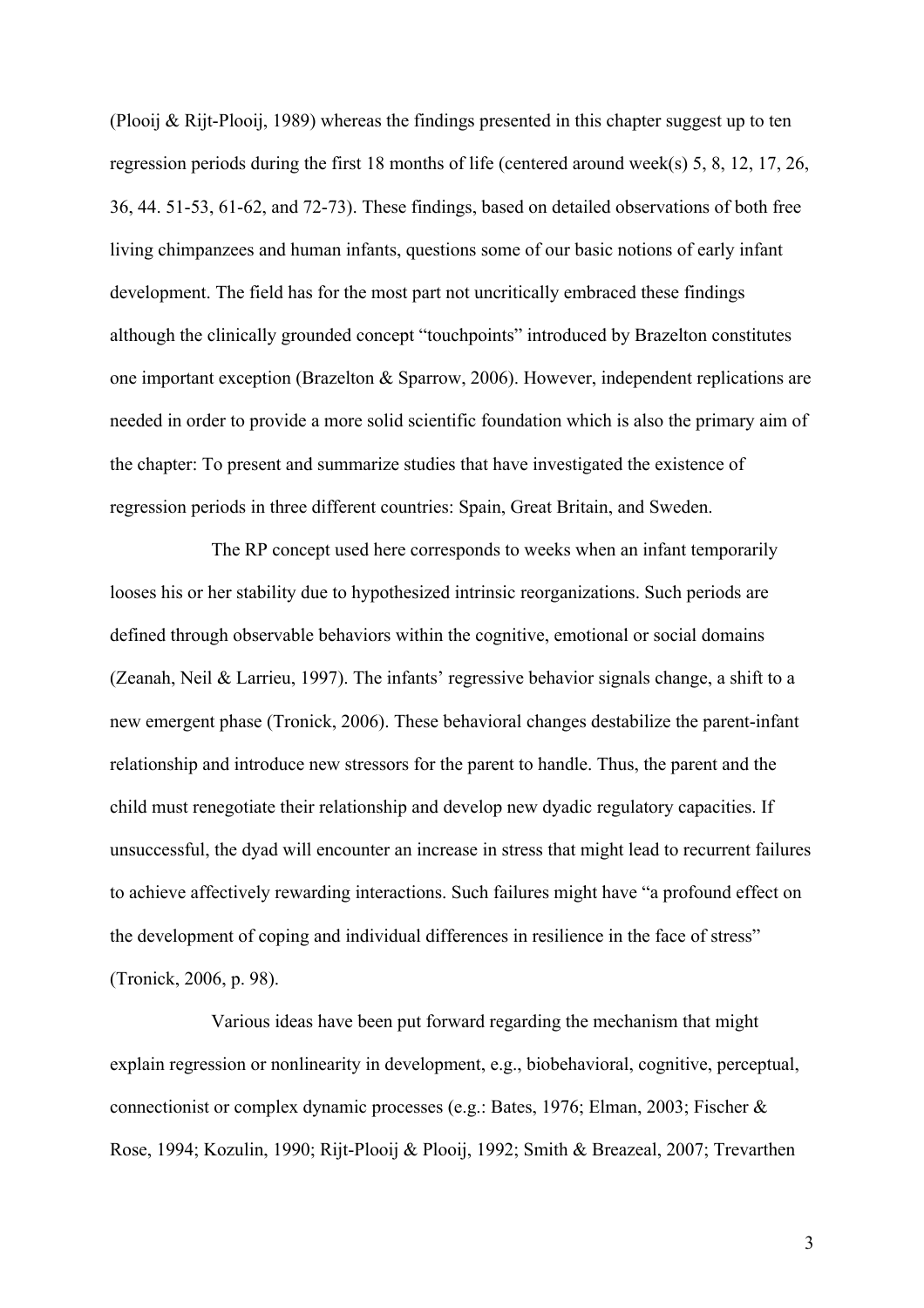(Plooij & Rijt-Plooij, 1989) whereas the findings presented in this chapter suggest up to ten regression periods during the first 18 months of life (centered around week(s) 5, 8, 12, 17, 26, 36, 44. 51-53, 61-62, and 72-73). These findings, based on detailed observations of both free living chimpanzees and human infants, questions some of our basic notions of early infant development. The field has for the most part not uncritically embraced these findings although the clinically grounded concept "touchpoints" introduced by Brazelton constitutes one important exception (Brazelton & Sparrow, 2006). However, independent replications are needed in order to provide a more solid scientific foundation which is also the primary aim of the chapter: To present and summarize studies that have investigated the existence of regression periods in three different countries: Spain, Great Britain, and Sweden.

The RP concept used here corresponds to weeks when an infant temporarily looses his or her stability due to hypothesized intrinsic reorganizations. Such periods are defined through observable behaviors within the cognitive, emotional or social domains (Zeanah, Neil & Larrieu, 1997). The infants' regressive behavior signals change, a shift to a new emergent phase (Tronick, 2006). These behavioral changes destabilize the parent-infant relationship and introduce new stressors for the parent to handle. Thus, the parent and the child must renegotiate their relationship and develop new dyadic regulatory capacities. If unsuccessful, the dyad will encounter an increase in stress that might lead to recurrent failures to achieve affectively rewarding interactions. Such failures might have "a profound effect on the development of coping and individual differences in resilience in the face of stress" (Tronick, 2006, p. 98).

Various ideas have been put forward regarding the mechanism that might explain regression or nonlinearity in development, e.g., biobehavioral, cognitive, perceptual, connectionist or complex dynamic processes (e.g.: Bates, 1976; Elman, 2003; Fischer & Rose, 1994; Kozulin, 1990; Rijt-Plooij & Plooij, 1992; Smith & Breazeal, 2007; Trevarthen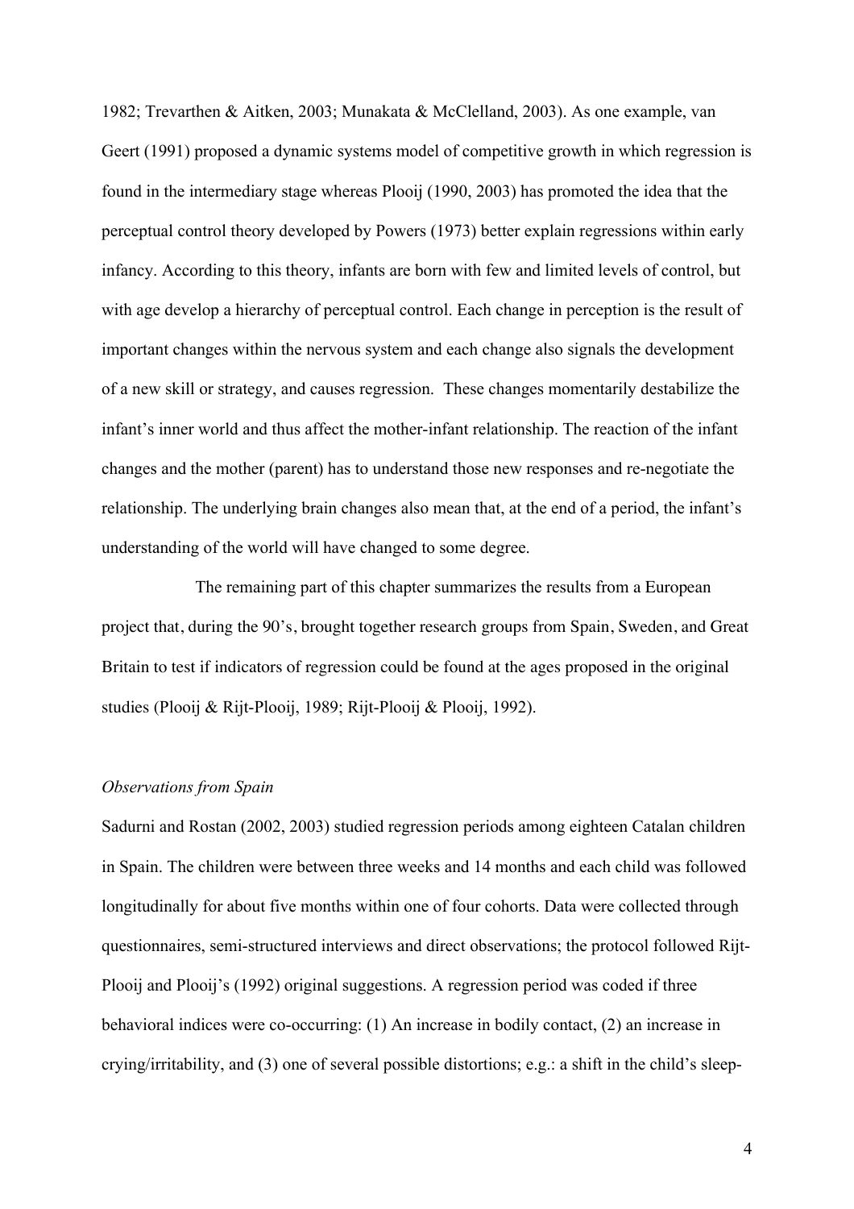1982; Trevarthen & Aitken, 2003; Munakata & McClelland, 2003). As one example, van Geert (1991) proposed a dynamic systems model of competitive growth in which regression is found in the intermediary stage whereas Plooij (1990, 2003) has promoted the idea that the perceptual control theory developed by Powers (1973) better explain regressions within early infancy. According to this theory, infants are born with few and limited levels of control, but with age develop a hierarchy of perceptual control. Each change in perception is the result of important changes within the nervous system and each change also signals the development of a new skill or strategy, and causes regression. These changes momentarily destabilize the infant's inner world and thus affect the mother-infant relationship. The reaction of the infant changes and the mother (parent) has to understand those new responses and re-negotiate the relationship. The underlying brain changes also mean that, at the end of a period, the infant's understanding of the world will have changed to some degree.

The remaining part of this chapter summarizes the results from a European project that, during the 90's, brought together research groups from Spain, Sweden, and Great Britain to test if indicators of regression could be found at the ages proposed in the original studies (Plooij & Rijt-Plooij, 1989; Rijt-Plooij & Plooij, 1992).

### *Observations from Spain*

Sadurni and Rostan (2002, 2003) studied regression periods among eighteen Catalan children in Spain. The children were between three weeks and 14 months and each child was followed longitudinally for about five months within one of four cohorts. Data were collected through questionnaires, semi-structured interviews and direct observations; the protocol followed Rijt-Plooij and Plooij's (1992) original suggestions. A regression period was coded if three behavioral indices were co-occurring: (1) An increase in bodily contact, (2) an increase in crying/irritability, and (3) one of several possible distortions; e.g.: a shift in the child's sleep-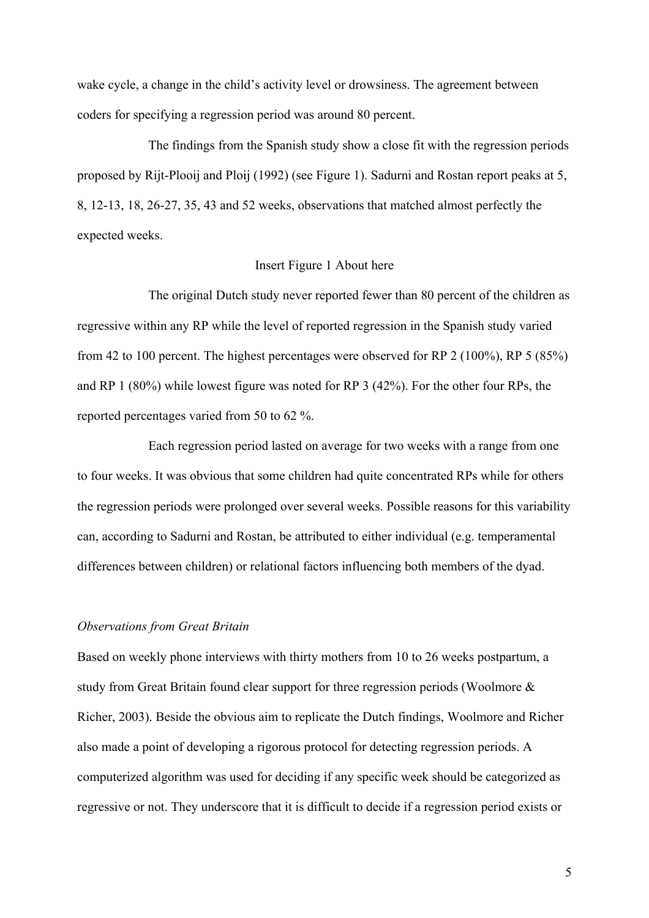wake cycle, a change in the child's activity level or drowsiness. The agreement between coders for specifying a regression period was around 80 percent.

The findings from the Spanish study show a close fit with the regression periods proposed by Rijt-Plooij and Ploij (1992) (see Figure 1). Sadurni and Rostan report peaks at 5, 8, 12-13, 18, 26-27, 35, 43 and 52 weeks, observations that matched almost perfectly the expected weeks.

Insert Figure 1 About here

The original Dutch study never reported fewer than 80 percent of the children as regressive within any RP while the level of reported regression in the Spanish study varied from 42 to 100 percent. The highest percentages were observed for RP 2 (100%), RP 5 (85%) and RP 1 (80%) while lowest figure was noted for RP 3 (42%). For the other four RPs, the reported percentages varied from 50 to 62 %.

Each regression period lasted on average for two weeks with a range from one to four weeks. It was obvious that some children had quite concentrated RPs while for others the regression periods were prolonged over several weeks. Possible reasons for this variability can, according to Sadurni and Rostan, be attributed to either individual (e.g. temperamental differences between children) or relational factors influencing both members of the dyad.

*Observations from Great Britain*

Based on weekly phone interviews with thirty mothers from 10 to 26 weeks postpartum, a study from Great Britain found clear support for three regression periods (Woolmore & Richer, 2003). Beside the obvious aim to replicate the Dutch findings, Woolmore and Richer also made a point of developing a rigorous protocol for detecting regression periods. A computerized algorithm was used for deciding if any specific week should be categorized as regressive or not. They underscore that it is difficult to decide if a regression period exists or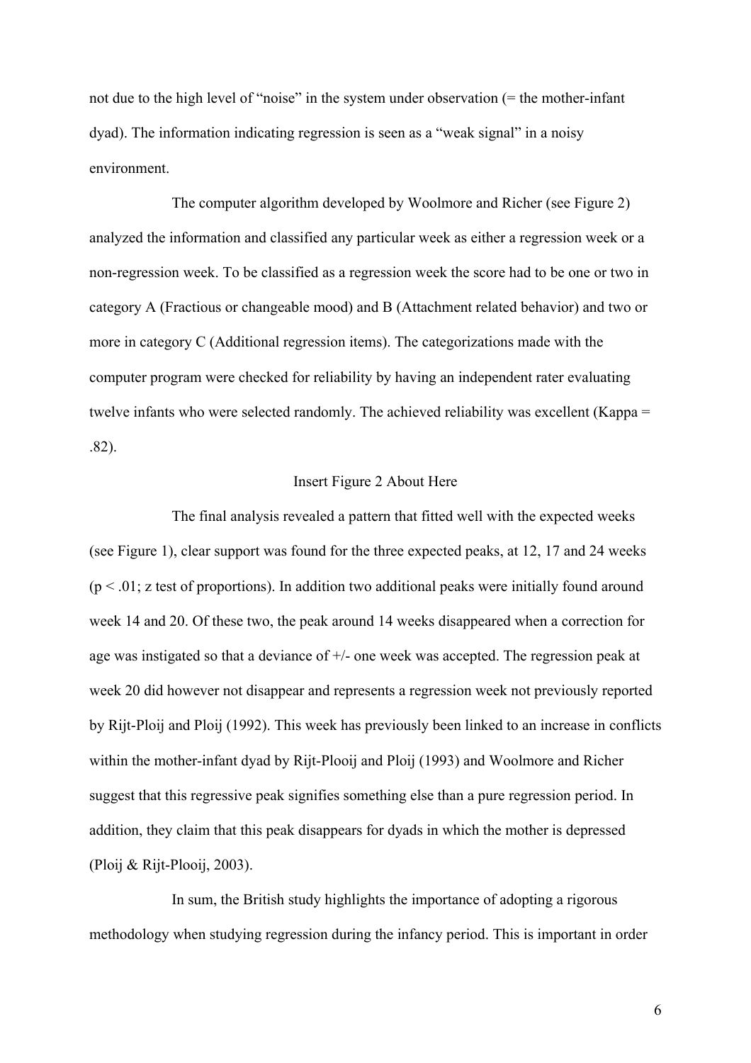not due to the high level of "noise" in the system under observation (= the mother-infant dyad). The information indicating regression is seen as a "weak signal" in a noisy environment.

The computer algorithm developed by Woolmore and Richer (see Figure 2) analyzed the information and classified any particular week as either a regression week or a non-regression week. To be classified as a regression week the score had to be one or two in category A (Fractious or changeable mood) and B (Attachment related behavior) and two or more in category C (Additional regression items). The categorizations made with the computer program were checked for reliability by having an independent rater evaluating twelve infants who were selected randomly. The achieved reliability was excellent (Kappa = .82).

Insert Figure 2 About Here

The final analysis revealed a pattern that fitted well with the expected weeks (see Figure 1), clear support was found for the three expected peaks, at 12, 17 and 24 weeks ($p < .01$; z test of proportions). In addition two additional peaks were initially found around week 14 and 20. Of these two, the peak around 14 weeks disappeared when a correction for age was instigated so that a deviance of +/- one week was accepted. The regression peak at week 20 did however not disappear and represents a regression week not previously reported by Rijt-Ploij and Ploij (1992). This week has previously been linked to an increase in conflicts within the mother-infant dyad by Rijt-Plooij and Ploij (1993) and Woolmore and Richer suggest that this regressive peak signifies something else than a pure regression period. In addition, they claim that this peak disappears for dyads in which the mother is depressed (Ploij & Rijt-Plooij, 2003).

In sum, the British study highlights the importance of adopting a rigorous methodology when studying regression during the infancy period. This is important in order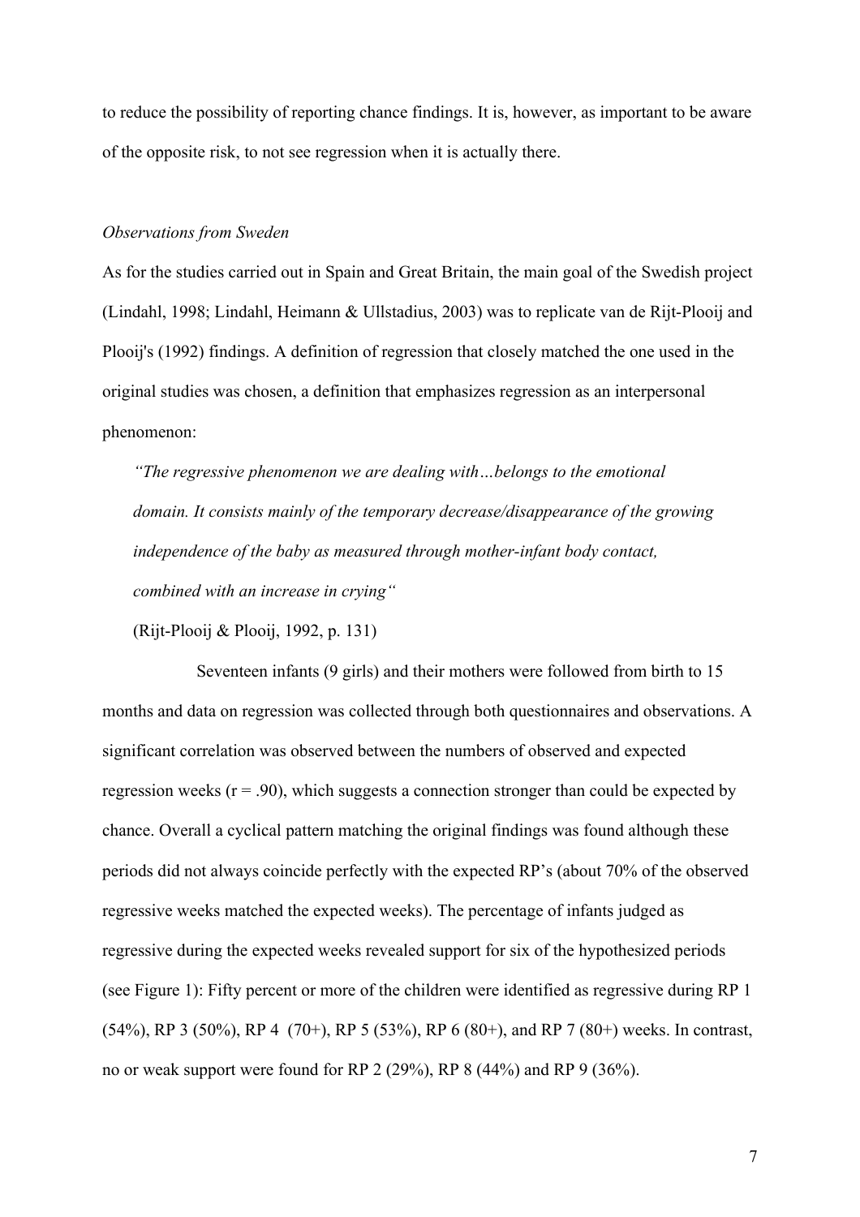to reduce the possibility of reporting chance findings. It is, however, as important to be aware of the opposite risk, to not see regression when it is actually there.

### *Observations from Sweden*

As for the studies carried out in Spain and Great Britain, the main goal of the Swedish project (Lindahl, 1998; Lindahl, Heimann & Ullstadius, 2003) was to replicate van de Rijt-Plooij and Plooij's (1992) findings. A definition of regression that closely matched the one used in the original studies was chosen, a definition that emphasizes regression as an interpersonal phenomenon:

> *"The regressive phenomenon we are dealing with…belongs to the emotional domain. It consists mainly of the temporary decrease/disappearance of the growing independence of the baby as measured through mother-infant body contact, combined with an increase in crying"*
>
> (Rijt-Plooij & Plooij, 1992, p. 131)

Seventeen infants (9 girls) and their mothers were followed from birth to 15 months and data on regression was collected through both questionnaires and observations. A significant correlation was observed between the numbers of observed and expected regression weeks ($r = .90$), which suggests a connection stronger than could be expected by chance. Overall a cyclical pattern matching the original findings was found although these periods did not always coincide perfectly with the expected RP's (about 70% of the observed regressive weeks matched the expected weeks). The percentage of infants judged as regressive during the expected weeks revealed support for six of the hypothesized periods (see Figure 1): Fifty percent or more of the children were identified as regressive during RP 1 (54%), RP 3 (50%), RP 4 (70+), RP 5 (53%), RP 6 (80+), and RP 7 (80+) weeks. In contrast, no or weak support were found for RP 2 (29%), RP 8 (44%) and RP 9 (36%).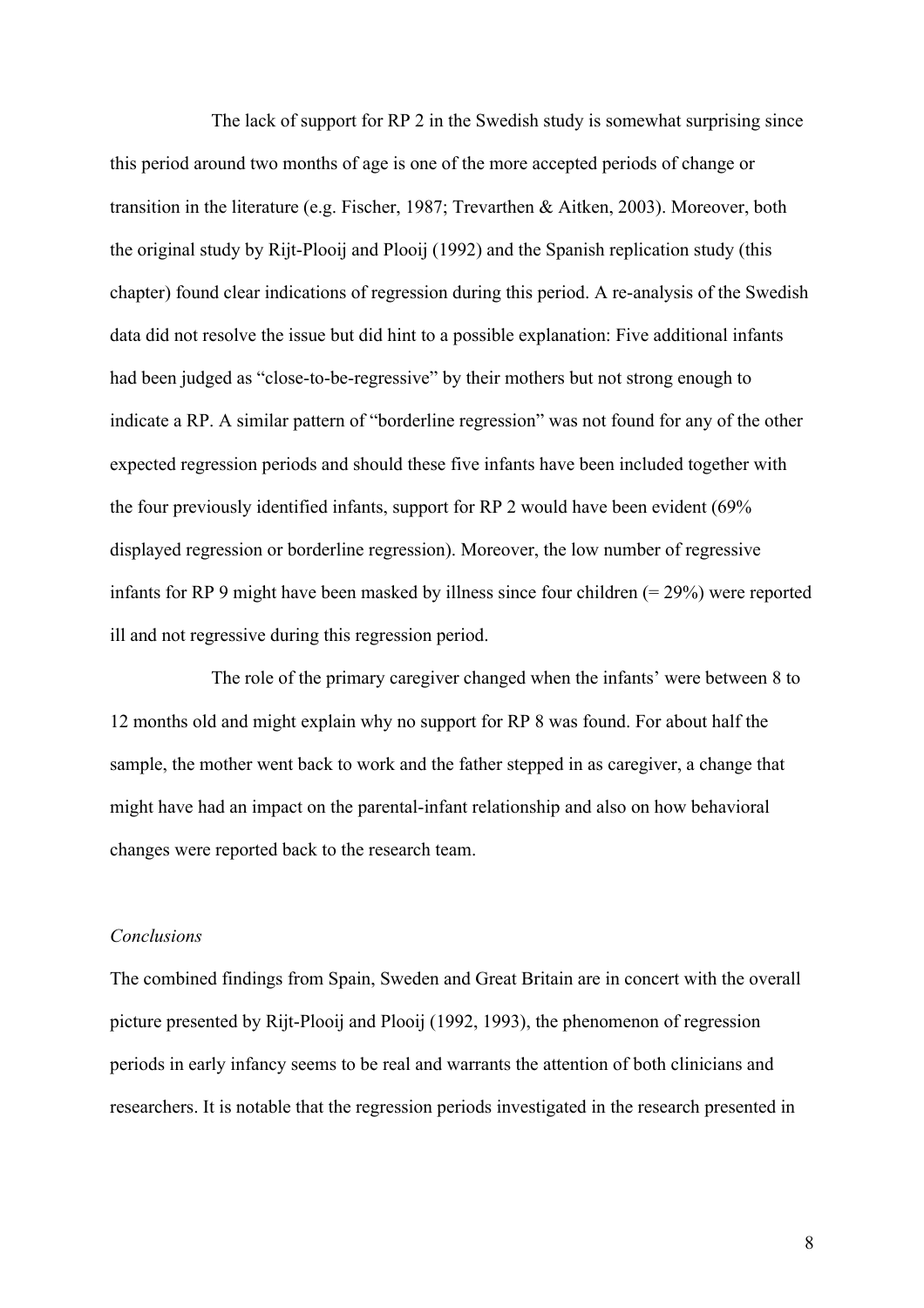The lack of support for RP 2 in the Swedish study is somewhat surprising since this period around two months of age is one of the more accepted periods of change or transition in the literature (e.g. Fischer, 1987; Trevarthen & Aitken, 2003). Moreover, both the original study by Rijt-Plooij and Plooij (1992) and the Spanish replication study (this chapter) found clear indications of regression during this period. A re-analysis of the Swedish data did not resolve the issue but did hint to a possible explanation: Five additional infants had been judged as "close-to-be-regressive" by their mothers but not strong enough to indicate a RP. A similar pattern of "borderline regression" was not found for any of the other expected regression periods and should these five infants have been included together with the four previously identified infants, support for RP 2 would have been evident (69% displayed regression or borderline regression). Moreover, the low number of regressive infants for RP 9 might have been masked by illness since four children (= 29%) were reported ill and not regressive during this regression period.

The role of the primary caregiver changed when the infants' were between 8 to 12 months old and might explain why no support for RP 8 was found. For about half the sample, the mother went back to work and the father stepped in as caregiver, a change that might have had an impact on the parental-infant relationship and also on how behavioral changes were reported back to the research team.

*Conclusions*

The combined findings from Spain, Sweden and Great Britain are in concert with the overall picture presented by Rijt-Plooij and Plooij (1992, 1993), the phenomenon of regression periods in early infancy seems to be real and warrants the attention of both clinicians and researchers. It is notable that the regression periods investigated in the research presented in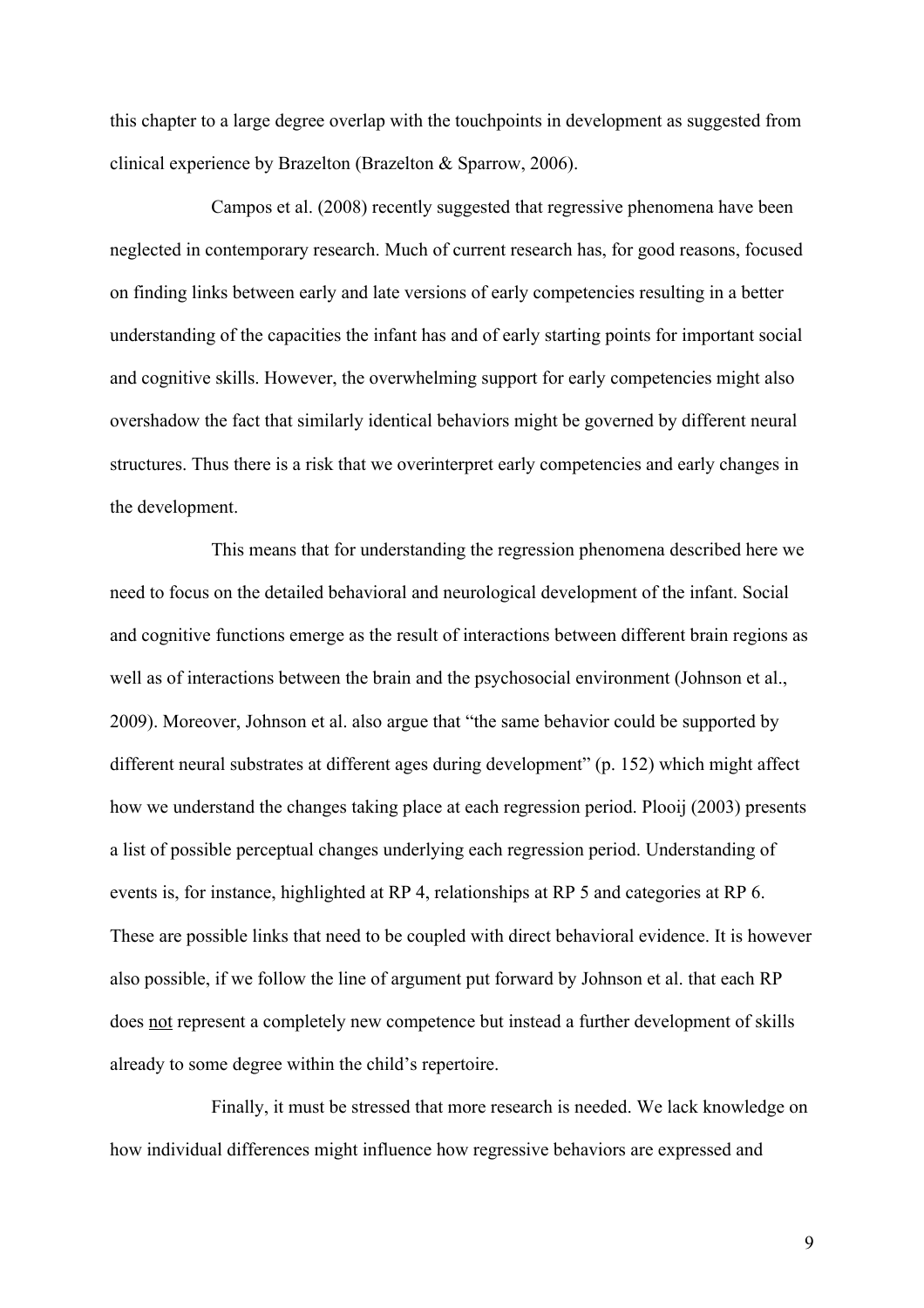this chapter to a large degree overlap with the touchpoints in development as suggested from clinical experience by Brazelton (Brazelton & Sparrow, 2006).

Campos et al. (2008) recently suggested that regressive phenomena have been neglected in contemporary research. Much of current research has, for good reasons, focused on finding links between early and late versions of early competencies resulting in a better understanding of the capacities the infant has and of early starting points for important social and cognitive skills. However, the overwhelming support for early competencies might also overshadow the fact that similarly identical behaviors might be governed by different neural structures. Thus there is a risk that we overinterpret early competencies and early changes in the development.

This means that for understanding the regression phenomena described here we need to focus on the detailed behavioral and neurological development of the infant. Social and cognitive functions emerge as the result of interactions between different brain regions as well as of interactions between the brain and the psychosocial environment (Johnson et al., 2009). Moreover, Johnson et al. also argue that "the same behavior could be supported by different neural substrates at different ages during development" (p. 152) which might affect how we understand the changes taking place at each regression period. Plooij (2003) presents a list of possible perceptual changes underlying each regression period. Understanding of events is, for instance, highlighted at RP 4, relationships at RP 5 and categories at RP 6. These are possible links that need to be coupled with direct behavioral evidence. It is however also possible, if we follow the line of argument put forward by Johnson et al. that each RP does <u>not</u> represent a completely new competence but instead a further development of skills already to some degree within the child's repertoire.

Finally, it must be stressed that more research is needed. We lack knowledge on how individual differences might influence how regressive behaviors are expressed and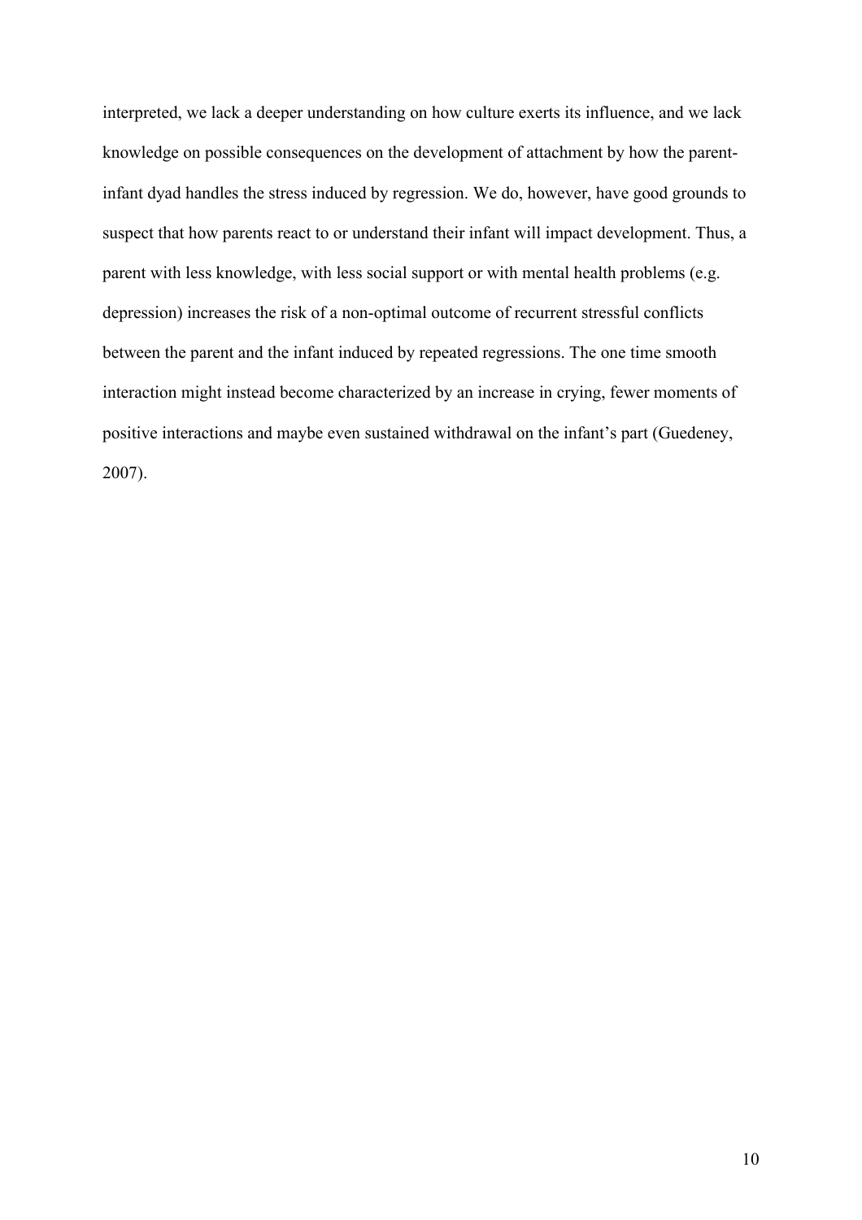interpreted, we lack a deeper understanding on how culture exerts its influence, and we lack knowledge on possible consequences on the development of attachment by how the parent-infant dyad handles the stress induced by regression. We do, however, have good grounds to suspect that how parents react to or understand their infant will impact development. Thus, a parent with less knowledge, with less social support or with mental health problems (e.g. depression) increases the risk of a non-optimal outcome of recurrent stressful conflicts between the parent and the infant induced by repeated regressions. The one time smooth interaction might instead become characterized by an increase in crying, fewer moments of positive interactions and maybe even sustained withdrawal on the infant's part (Guedeney, 2007).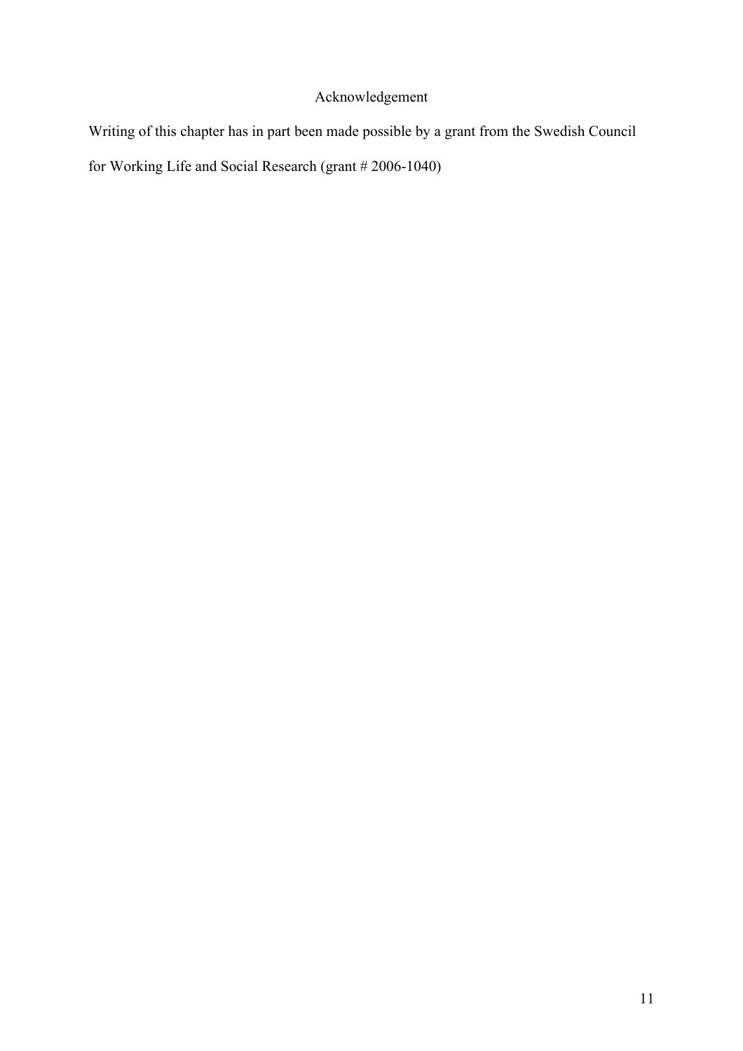## Acknowledgement

Writing of this chapter has in part been made possible by a grant from the Swedish Council for Working Life and Social Research (grant # 2006-1040)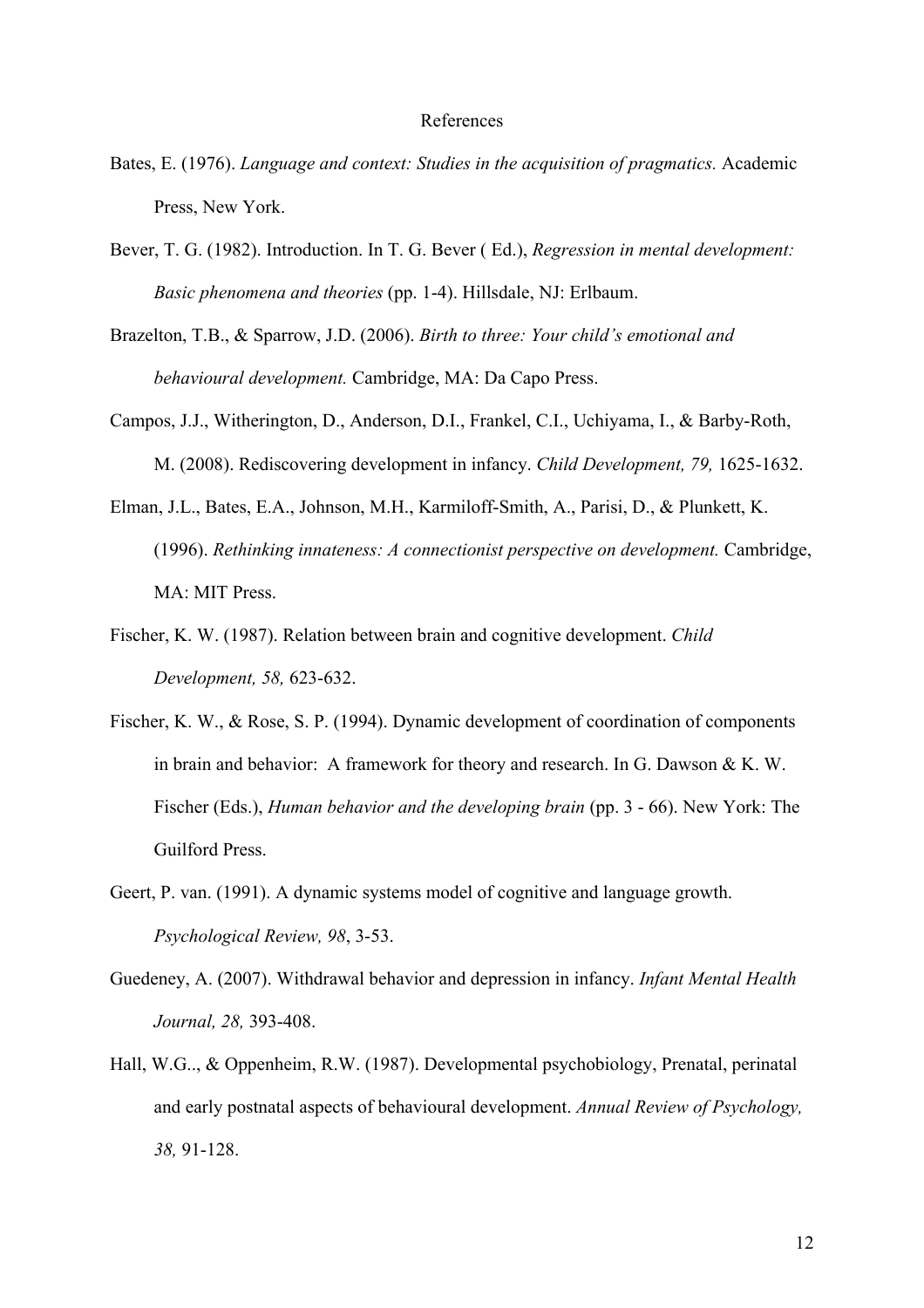## References

Bates, E. (1976). *Language and context: Studies in the acquisition of pragmatics.* Academic Press, New York.

Bever, T. G. (1982). Introduction. In T. G. Bever ( Ed.), *Regression in mental development: Basic phenomena and theories* (pp. 1-4). Hillsdale, NJ: Erlbaum.

Brazelton, T.B., & Sparrow, J.D. (2006). *Birth to three: Your child's emotional and behavioural development.* Cambridge, MA: Da Capo Press.

Campos, J.J., Witherington, D., Anderson, D.I., Frankel, C.I., Uchiyama, I., & Barby-Roth, M. (2008). Rediscovering development in infancy. *Child Development, 79,* 1625-1632.

Elman, J.L., Bates, E.A., Johnson, M.H., Karmiloff-Smith, A., Parisi, D., & Plunkett, K. (1996). *Rethinking innateness: A connectionist perspective on development.* Cambridge, MA: MIT Press.

Fischer, K. W. (1987). Relation between brain and cognitive development. *Child Development, 58,* 623-632.

Fischer, K. W., & Rose, S. P. (1994). Dynamic development of coordination of components in brain and behavior: A framework for theory and research. In G. Dawson & K. W. Fischer (Eds.), *Human behavior and the developing brain* (pp. 3 - 66). New York: The Guilford Press.

Geert, P. van. (1991). A dynamic systems model of cognitive and language growth. *Psychological Review, 98*, 3-53.

Guedeney, A. (2007). Withdrawal behavior and depression in infancy. *Infant Mental Health Journal, 28,* 393-408.

Hall, W.G.., & Oppenheim, R.W. (1987). Developmental psychobiology, Prenatal, perinatal and early postnatal aspects of behavioural development. *Annual Review of Psychology, 38,* 91-128.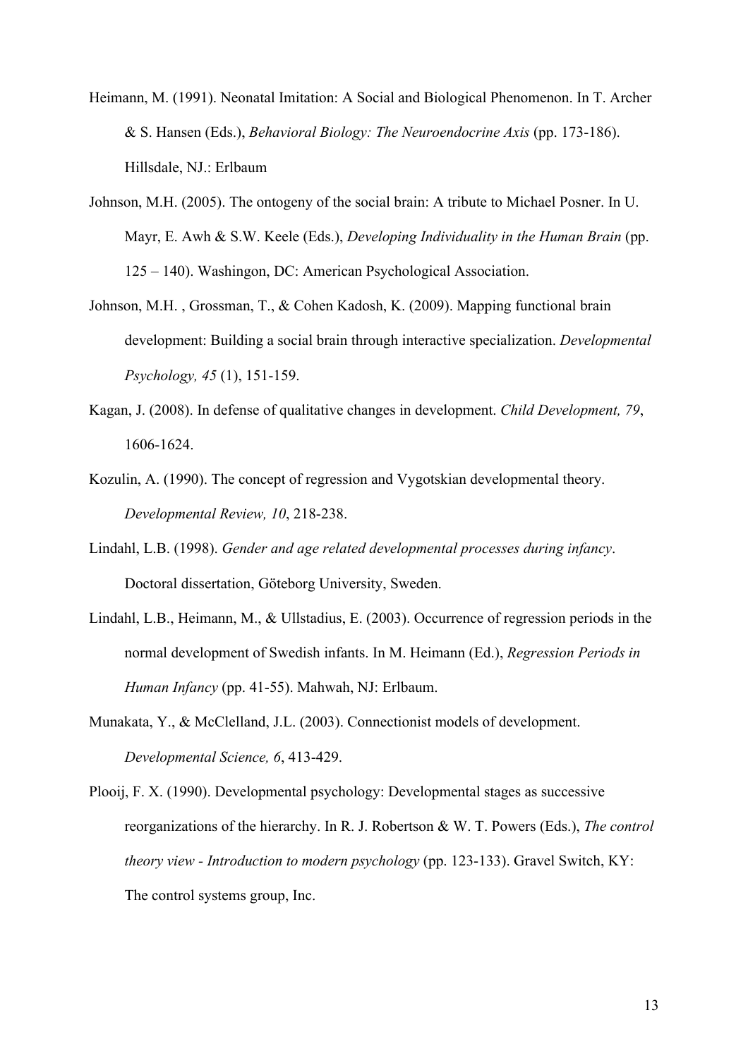Heimann, M. (1991). Neonatal Imitation: A Social and Biological Phenomenon. In T. Archer & S. Hansen (Eds.), *Behavioral Biology: The Neuroendocrine Axis* (pp. 173-186). Hillsdale, NJ.: Erlbaum

Johnson, M.H. (2005). The ontogeny of the social brain: A tribute to Michael Posner. In U. Mayr, E. Awh & S.W. Keele (Eds.), *Developing Individuality in the Human Brain* (pp. 125 – 140). Washingon, DC: American Psychological Association.

Johnson, M.H. , Grossman, T., & Cohen Kadosh, K. (2009). Mapping functional brain development: Building a social brain through interactive specialization. *Developmental Psychology, 45* (1), 151-159.

Kagan, J. (2008). In defense of qualitative changes in development. *Child Development, 79*, 1606-1624.

Kozulin, A. (1990). The concept of regression and Vygotskian developmental theory. *Developmental Review, 10*, 218-238.

Lindahl, L.B. (1998). *Gender and age related developmental processes during infancy*. Doctoral dissertation, Göteborg University, Sweden.

Lindahl, L.B., Heimann, M., & Ullstadius, E. (2003). Occurrence of regression periods in the normal development of Swedish infants. In M. Heimann (Ed.), *Regression Periods in Human Infancy* (pp. 41-55). Mahwah, NJ: Erlbaum.

Munakata, Y., & McClelland, J.L. (2003). Connectionist models of development. *Developmental Science, 6*, 413-429.

Plooij, F. X. (1990). Developmental psychology: Developmental stages as successive reorganizations of the hierarchy. In R. J. Robertson & W. T. Powers (Eds.), *The control theory view - Introduction to modern psychology* (pp. 123-133). Gravel Switch, KY: The control systems group, Inc.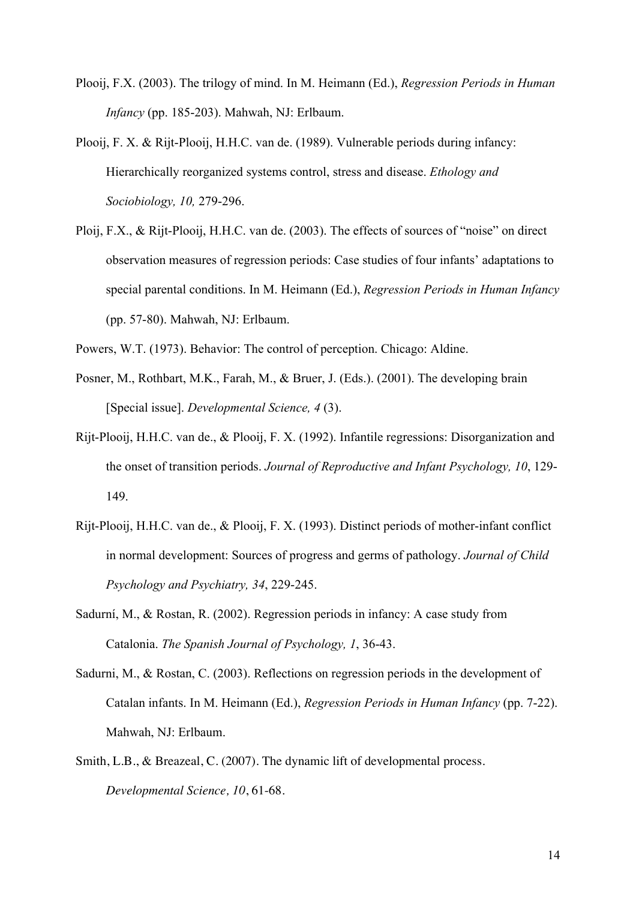Plooij, F.X. (2003). The trilogy of mind. In M. Heimann (Ed.), *Regression Periods in Human Infancy* (pp. 185-203). Mahwah, NJ: Erlbaum.

Plooij, F. X. & Rijt-Plooij, H.H.C. van de. (1989). Vulnerable periods during infancy: Hierarchically reorganized systems control, stress and disease. *Ethology and Sociobiology, 10,* 279-296.

Ploij, F.X., & Rijt-Plooij, H.H.C. van de. (2003). The effects of sources of "noise" on direct observation measures of regression periods: Case studies of four infants' adaptations to special parental conditions. In M. Heimann (Ed.), *Regression Periods in Human Infancy* (pp. 57-80). Mahwah, NJ: Erlbaum.

Powers, W.T. (1973). Behavior: The control of perception. Chicago: Aldine.

Posner, M., Rothbart, M.K., Farah, M., & Bruer, J. (Eds.). (2001). The developing brain [Special issue]. *Developmental Science, 4* (3).

Rijt-Plooij, H.H.C. van de., & Plooij, F. X. (1992). Infantile regressions: Disorganization and the onset of transition periods. *Journal of Reproductive and Infant Psychology, 10*, 129-149.

Rijt-Plooij, H.H.C. van de., & Plooij, F. X. (1993). Distinct periods of mother-infant conflict in normal development: Sources of progress and germs of pathology. *Journal of Child Psychology and Psychiatry, 34*, 229-245.

Sadurní, M., & Rostan, R. (2002). Regression periods in infancy: A case study from Catalonia. *The Spanish Journal of Psychology, 1*, 36-43.

Sadurni, M., & Rostan, C. (2003). Reflections on regression periods in the development of Catalan infants. In M. Heimann (Ed.), *Regression Periods in Human Infancy* (pp. 7-22). Mahwah, NJ: Erlbaum.

Smith, L.B., & Breazeal, C. (2007). The dynamic lift of developmental process. *Developmental Science, 10*, 61-68.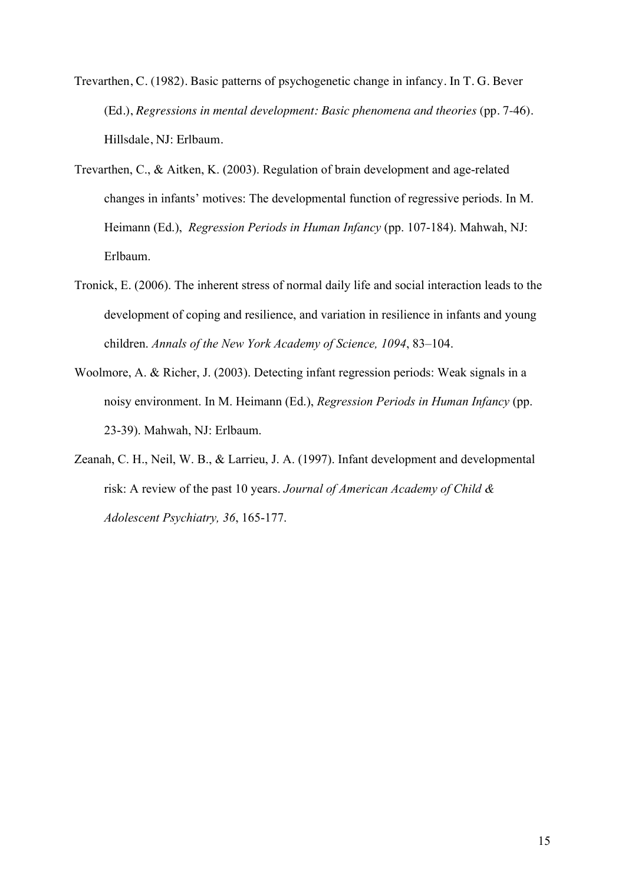Trevarthen, C. (1982). Basic patterns of psychogenetic change in infancy. In T. G. Bever (Ed.), *Regressions in mental development: Basic phenomena and theories* (pp. 7-46). Hillsdale, NJ: Erlbaum.

Trevarthen, C., & Aitken, K. (2003). Regulation of brain development and age-related changes in infants' motives: The developmental function of regressive periods. In M. Heimann (Ed.), *Regression Periods in Human Infancy* (pp. 107-184). Mahwah, NJ: Erlbaum.

Tronick, E. (2006). The inherent stress of normal daily life and social interaction leads to the development of coping and resilience, and variation in resilience in infants and young children. *Annals of the New York Academy of Science, 1094*, 83–104.

Woolmore, A. & Richer, J. (2003). Detecting infant regression periods: Weak signals in a noisy environment. In M. Heimann (Ed.), *Regression Periods in Human Infancy* (pp. 23-39). Mahwah, NJ: Erlbaum.

Zeanah, C. H., Neil, W. B., & Larrieu, J. A. (1997). Infant development and developmental risk: A review of the past 10 years. *Journal of American Academy of Child & Adolescent Psychiatry, 36*, 165-177.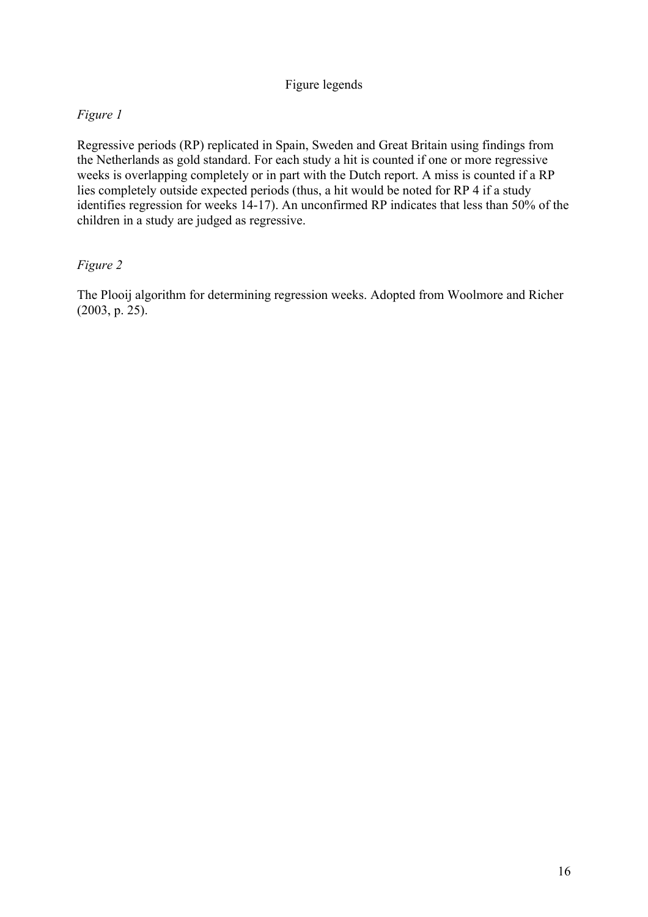# Figure legends

*Figure 1*

Regressive periods (RP) replicated in Spain, Sweden and Great Britain using findings from the Netherlands as gold standard. For each study a hit is counted if one or more regressive weeks is overlapping completely or in part with the Dutch report. A miss is counted if a RP lies completely outside expected periods (thus, a hit would be noted for RP 4 if a study identifies regression for weeks 14-17). An unconfirmed RP indicates that less than 50% of the children in a study are judged as regressive.

*Figure 2*

The Plooij algorithm for determining regression weeks. Adopted from Woolmore and Richer (2003, p. 25).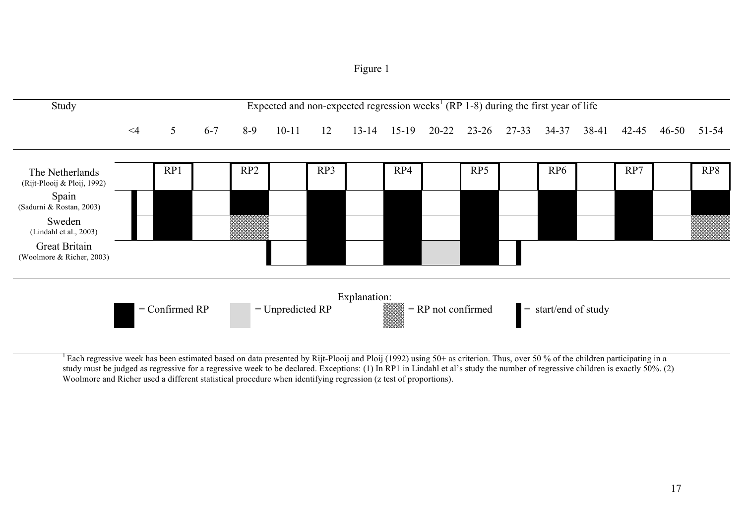Figure 1

| Study | <4 | 5 | 6-7 | 8-9 | 10-11 | 12 | 13-14 | 15-19 | 20-22 | 23-26 | 27-33 | 34-37 | 38-41 | 42-45 | 46-50 | 51-54 |
|---|---|---|---|---|---|---|---|---|---|---|---|---|---|---|---|---|
| The Netherlands (Rijt-Plooij & Ploij, 1992) | | RP1 | | RP2 | | RP3 | | RP4 | | RP5 | | RP6 | | RP7 | | RP8 |
| Spain (Sadurni & Rostan, 2003) | start of study | Confirmed RP | | Confirmed RP | | Confirmed RP | | Confirmed RP | | Confirmed RP | | Confirmed RP | | Confirmed RP | | Confirmed RP |
| Sweden (Lindahl et al., 2003) | start of study | Confirmed RP | | RP not confirmed | | Confirmed RP | | Confirmed RP | | Confirmed RP | | Confirmed RP | | Confirmed RP | | RP not confirmed |
| Great Britain (Woolmore & Richer, 2003) | | | | | start of study | Confirmed RP | | Confirmed RP | Unpredicted RP | Confirmed RP | end of study | | | | | |

Expected and non-expected regression weeks[1] (RP 1-8) during the first year of life

Explanation: ■ = Confirmed RP; = Unpredicted RP; = RP not confirmed; ▌ = start/end of study

[1] Each regressive week has been estimated based on data presented by Rijt-Plooij and Ploij (1992) using 50+ as criterion. Thus, over 50 % of the children participating in a study must be judged as regressive for a regressive week to be declared. Exceptions: (1) In RP1 in Lindahl et al's study the number of regressive children is exactly 50%. (2) Woolmore and Richer used a different statistical procedure when identifying regression (z test of proportions).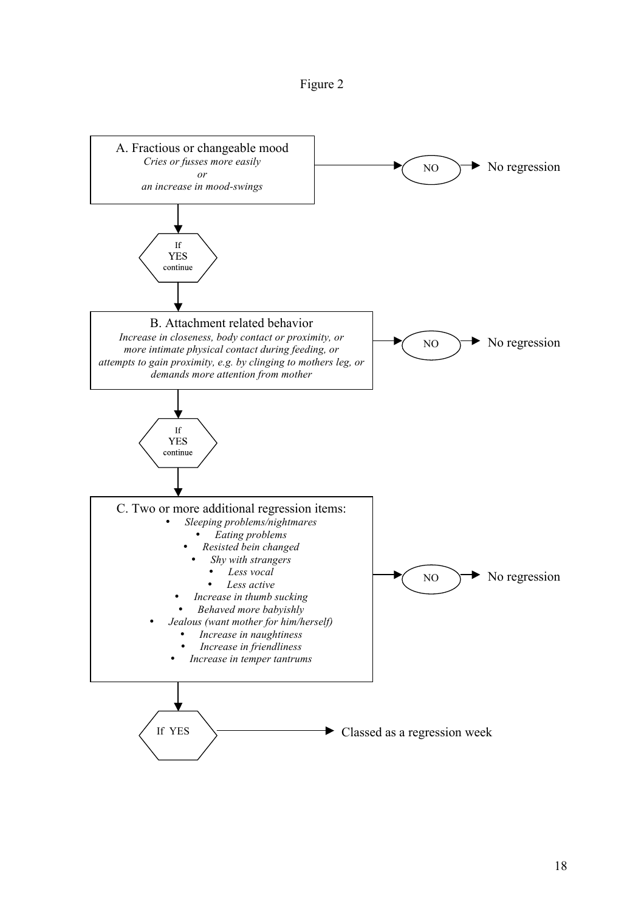Figure 2

A. Fractious or changeable mood
*Cries or fusses more easily*
*or*
*an increase in mood-swings*

NO → No regression

If YES continue

B. Attachment related behavior
*Increase in closeness, body contact or proximity, or more intimate physical contact during feeding, or attempts to gain proximity, e.g. by clinging to mothers leg, or demands more attention from mother*

NO → No regression

If YES continue

C. Two or more additional regression items:

- *Sleeping problems/nightmares*
- *Eating problems*
- *Resisted bein changed*
- *Shy with strangers*
- *Less vocal*
- *Less active*
- *Increase in thumb sucking*
- *Behaved more babyishly*
- *Jealous (want mother for him/herself)*
- *Increase in naughtiness*
- *Increase in friendliness*
- *Increase in temper tantrums*

NO → No regression

If YES → Classed as a regression week